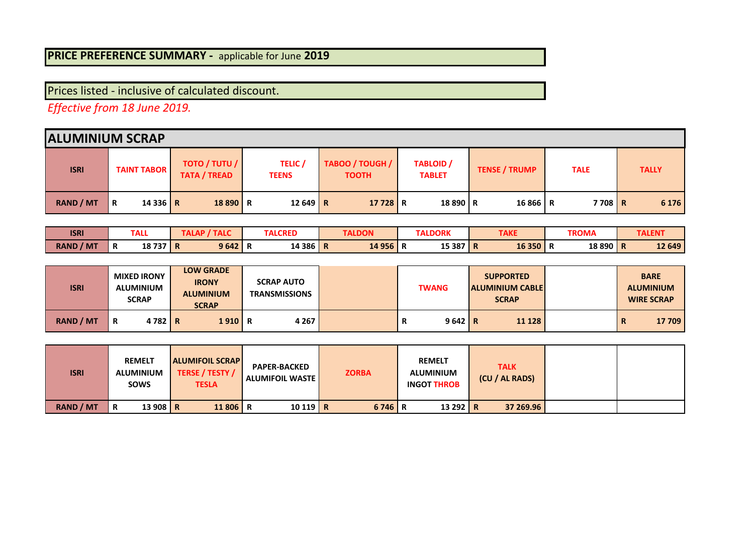**PRICE PREFERENCE SUMMARY -** applicable for June **2019**

Prices listed - inclusive of calculated discount.

*Effective from 18 June 2019.*

## ALUMINIUM SCRAP

| ISRI | TAINT TABOR | TOTO / TUTU / TATA / TREAD | TELIC / TEENS | TABOO / TOUGH / TOOTH | TABLOID / TABLET | TENSE / TRUMP | TALE | TALLY |
|---|---|---|---|---|---|---|---|---|
| RAND / MT | R 14 336 | R 18 890 | R 12 649 | R 17 728 | R 18 890 | R 16 866 | R 7 708 | R 6 176 |

| ISRI | TALL | TALAP / TALC | TALCRED | TALDON | TALDORK | TAKE | TROMA | TALENT |
|---|---|---|---|---|---|---|---|---|
| RAND / MT | R 18 737 | R 9 642 | R 14 386 | R 14 956 | R 15 387 | R 16 350 | R 18 890 | R 12 649 |

| ISRI | MIXED IRONY ALUMINIUM SCRAP | LOW GRADE IRONY ALUMINIUM SCRAP | SCRAP AUTO TRANSMISSIONS | | TWANG | SUPPORTED ALUMINIUM CABLE SCRAP | | BARE ALUMINIUM WIRE SCRAP |
|---|---|---|---|---|---|---|---|---|
| RAND / MT | R 4 782 | R 1 910 | R 4 267 | | R 9 642 | R 11 128 | | R 17 709 |

| ISRI | REMELT ALUMINIUM SOWS | ALUMIFOIL SCRAP TERSE / TESTY / TESLA | PAPER-BACKED ALUMIFOIL WASTE | ZORBA | REMELT ALUMINIUM INGOT THROB | TALK (CU / AL RADS) | | |
|---|---|---|---|---|---|---|---|---|
| RAND / MT | R 13 908 | R 11 806 | R 10 119 | R 6 746 | R 13 292 | R 37 269.96 | | |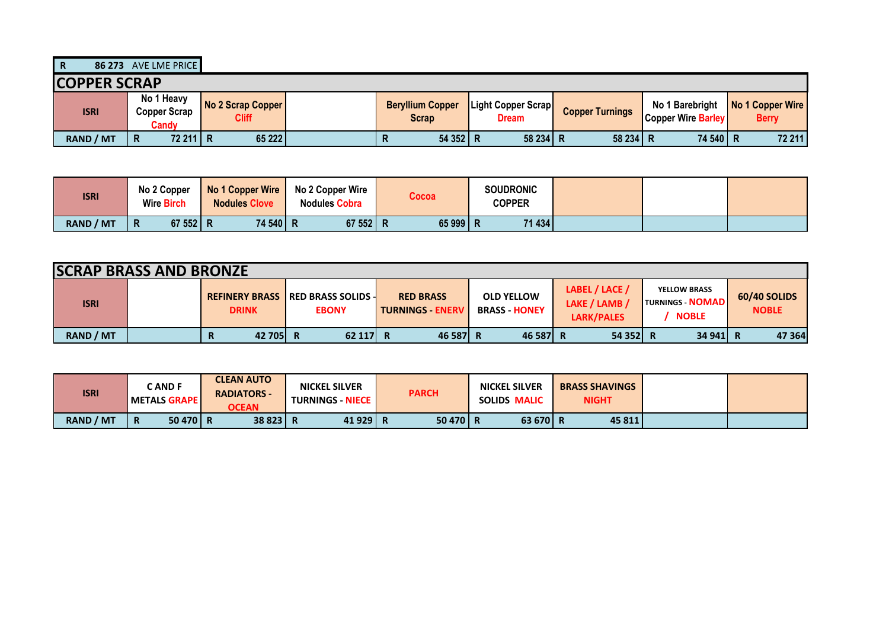R 86 273 AVE LME PRICE

## COPPER SCRAP

| ISRI | No 1 Heavy Copper Scrap Candy | No 2 Scrap Copper Cliff | | Beryllium Copper Scrap | Light Copper Scrap Dream | Copper Turnings | No 1 Barebright Copper Wire Barley | No 1 Copper Wire Berry |
|---|---|---|---|---|---|---|---|---|
| RAND / MT | R 72 211 | R 65 222 | | R 54 352 | R 58 234 | R 58 234 | R 74 540 | R 72 211 |

| ISRI | No 2 Copper Wire Birch | No 1 Copper Wire Nodules Clove | No 2 Copper Wire Nodules Cobra | Cocoa | SOUDRONIC COPPER | | | |
|---|---|---|---|---|---|---|---|---|
| RAND / MT | R 67 552 | R 74 540 | R 67 552 | R 65 999 | R 71 434 | | | |

## SCRAP BRASS AND BRONZE

| ISRI | | REFINERY BRASS DRINK | RED BRASS SOLIDS - EBONY | RED BRASS TURNINGS - ENERV | OLD YELLOW BRASS - HONEY | LABEL / LACE / LAKE / LAMB / LARK/PALES | YELLOW BRASS TURNINGS - NOMAD / NOBLE | 60/40 SOLIDS NOBLE |
|---|---|---|---|---|---|---|---|---|
| RAND / MT | | R 42 705 | R 62 117 | R 46 587 | R 46 587 | R 54 352 | R 34 941 | R 47 364 |

| ISRI | C AND F METALS GRAPE | CLEAN AUTO RADIATORS - OCEAN | NICKEL SILVER TURNINGS - NIECE | PARCH | NICKEL SILVER SOLIDS MALIC | BRASS SHAVINGS NIGHT | | |
|---|---|---|---|---|---|---|---|---|
| RAND / MT | R 50 470 | R 38 823 | R 41 929 | R 50 470 | R 63 670 | R 45 811 | | |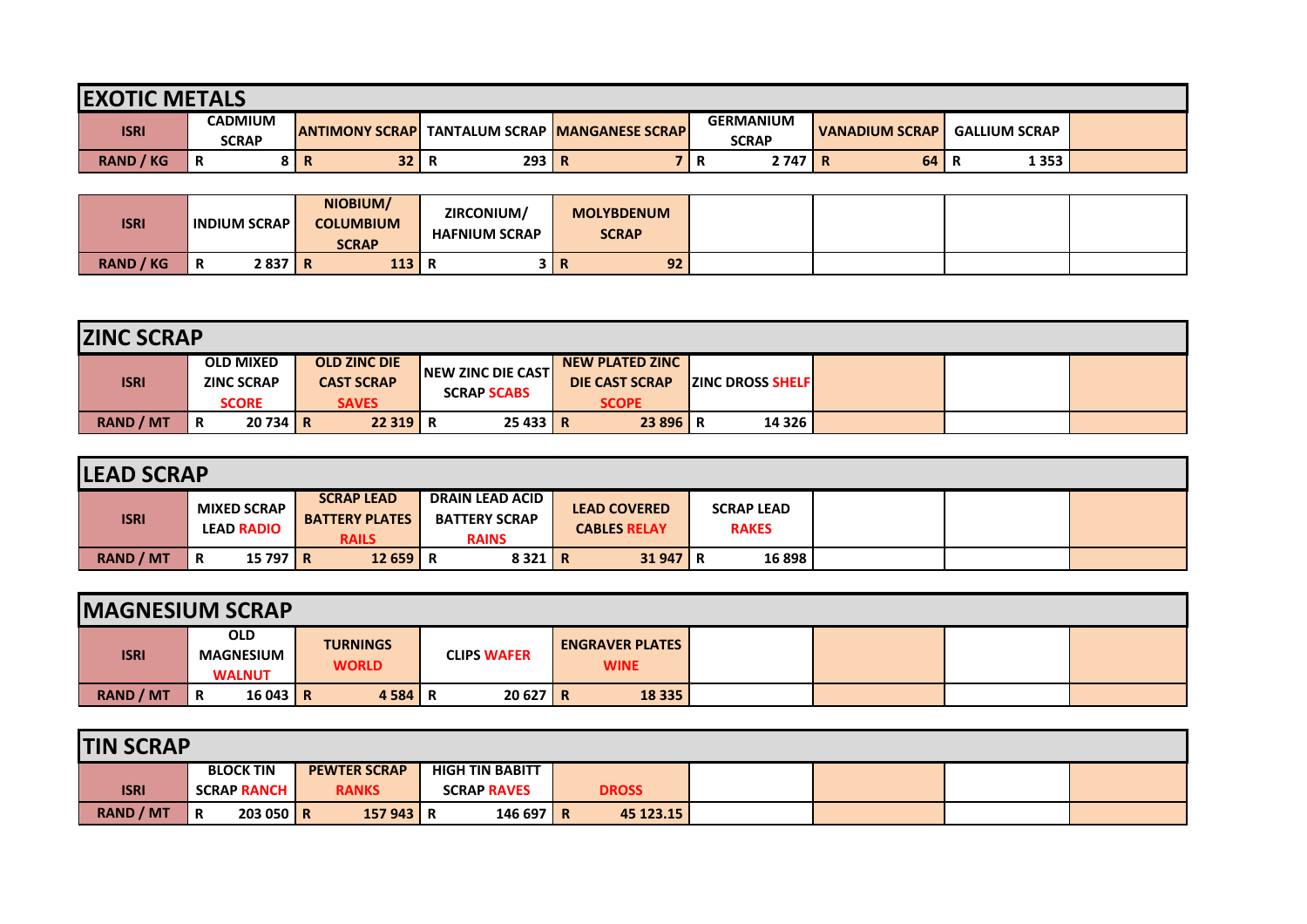## EXOTIC METALS

| ISRI | CADMIUM SCRAP | ANTIMONY SCRAP | TANTALUM SCRAP | MANGANESE SCRAP | GERMANIUM SCRAP | VANADIUM SCRAP | GALLIUM SCRAP | |
|---|---|---|---|---|---|---|---|---|
| RAND / KG | R 8 | R 32 | R 293 | R 7 | R 2 747 | R 64 | R 1 353 | |

| ISRI | INDIUM SCRAP | NIOBIUM/ COLUMBIUM SCRAP | ZIRCONIUM/ HAFNIUM SCRAP | MOLYBDENUM SCRAP | | | | |
|---|---|---|---|---|---|---|---|---|
| RAND / KG | R 2 837 | R 113 | R 3 | R 92 | | | | |

## ZINC SCRAP

| ISRI | OLD MIXED ZINC SCRAP SCORE | OLD ZINC DIE CAST SCRAP SAVES | NEW ZINC DIE CAST SCRAP SCABS | NEW PLATED ZINC DIE CAST SCRAP SCOPE | ZINC DROSS SHELF | | | |
|---|---|---|---|---|---|---|---|---|
| RAND / MT | R 20 734 | R 22 319 | R 25 433 | R 23 896 | R 14 326 | | | |

## LEAD SCRAP

| ISRI | MIXED SCRAP LEAD RADIO | SCRAP LEAD BATTERY PLATES RAILS | DRAIN LEAD ACID BATTERY SCRAP RAINS | LEAD COVERED CABLES RELAY | SCRAP LEAD RAKES | | | |
|---|---|---|---|---|---|---|---|---|
| RAND / MT | R 15 797 | R 12 659 | R 8 321 | R 31 947 | R 16 898 | | | |

## MAGNESIUM SCRAP

| ISRI | OLD MAGNESIUM WALNUT | TURNINGS WORLD | CLIPS WAFER | ENGRAVER PLATES WINE | | | | |
|---|---|---|---|---|---|---|---|---|
| RAND / MT | R 16 043 | R 4 584 | R 20 627 | R 18 335 | | | | |

## TIN SCRAP

| ISRI | BLOCK TIN SCRAP RANCH | PEWTER SCRAP RANKS | HIGH TIN BABITT SCRAP RAVES | DROSS | | | | |
|---|---|---|---|---|---|---|---|---|
| RAND / MT | R 203 050 | R 157 943 | R 146 697 | R 45 123.15 | | | | |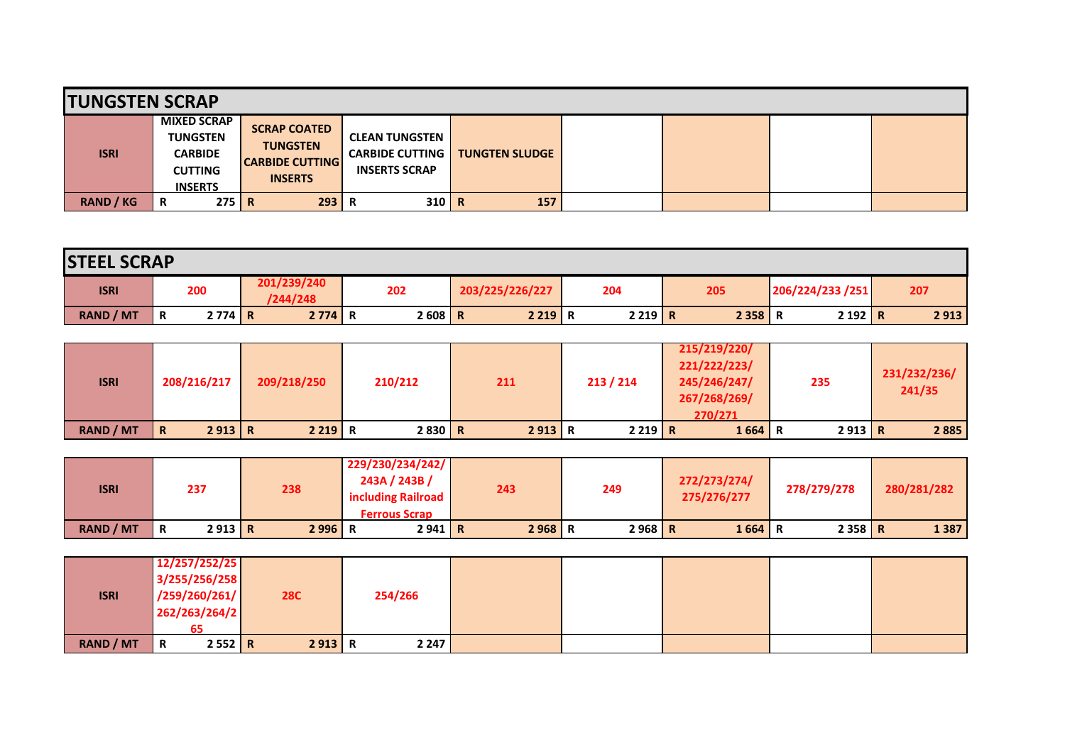## TUNGSTEN SCRAP

| ISRI | MIXED SCRAP TUNGSTEN CARBIDE CUTTING INSERTS | SCRAP COATED TUNGSTEN CARBIDE CUTTING INSERTS | CLEAN TUNGSTEN CARBIDE CUTTING INSERTS SCRAP | TUNGTEN SLUDGE | | | | |
|---|---|---|---|---|---|---|---|---|
| RAND / KG | R 275 | R 293 | R 310 | R 157 | | | | |

## STEEL SCRAP

| ISRI | 200 | 201/239/240 /244/248 | 202 | 203/225/226/227 | 204 | 205 | 206/224/233 /251 | 207 |
|---|---|---|---|---|---|---|---|---|
| RAND / MT | R 2 774 | R 2 774 | R 2 608 | R 2 219 | R 2 219 | R 2 358 | R 2 192 | R 2 913 |

| ISRI | 208/216/217 | 209/218/250 | 210/212 | 211 | 213 / 214 | 215/219/220/ 221/222/223/ 245/246/247/ 267/268/269/ 270/271 | 235 | 231/232/236/ 241/35 |
|---|---|---|---|---|---|---|---|---|
| RAND / MT | R 2 913 | R 2 219 | R 2 830 | R 2 913 | R 2 219 | R 1 664 | R 2 913 | R 2 885 |

| ISRI | 237 | 238 | 229/230/234/242/ 243A / 243B / including Railroad Ferrous Scrap | 243 | 249 | 272/273/274/ 275/276/277 | 278/279/278 | 280/281/282 |
|---|---|---|---|---|---|---|---|---|
| RAND / MT | R 2 913 | R 2 996 | R 2 941 | R 2 968 | R 2 968 | R 1 664 | R 2 358 | R 1 387 |

| ISRI | 12/257/252/253/255/256/258/259/260/261/262/263/264/265 | 28C | 254/266 | | | | | |
|---|---|---|---|---|---|---|---|---|
| RAND / MT | R 2 552 | R 2 913 | R 2 247 | | | | | |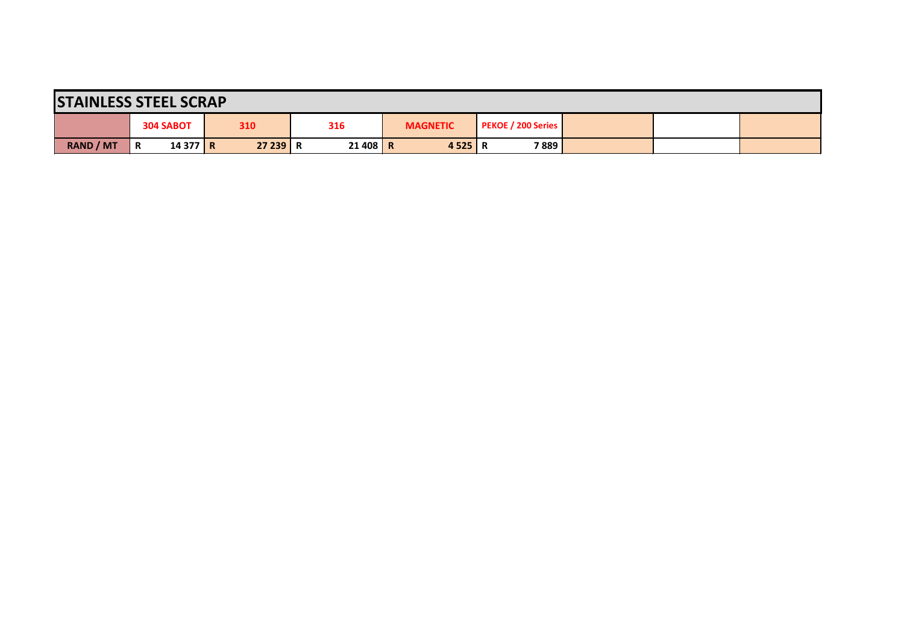## STAINLESS STEEL SCRAP

| | 304 SABOT | 310 | 316 | MAGNETIC | PEKOE / 200 Series | | | |
|---|---|---|---|---|---|---|---|---|
| RAND / MT | R 14 377 | R 27 239 | R 21 408 | R 4 525 | R 7 889 | | | |